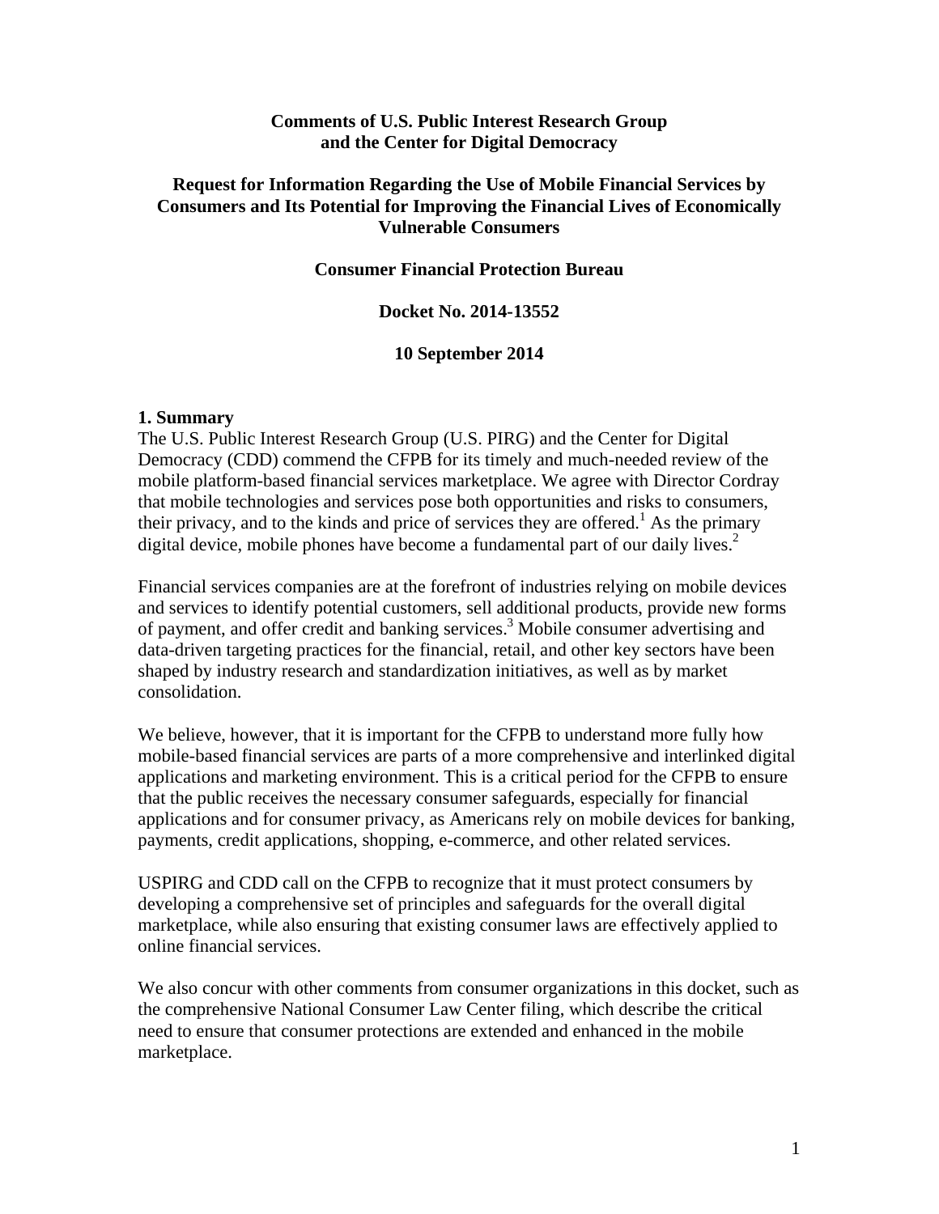**Comments of U.S. Public Interest Research Group and the Center for Digital Democracy**

**Request for Information Regarding the Use of Mobile Financial Services by Consumers and Its Potential for Improving the Financial Lives of Economically Vulnerable Consumers**

**Consumer Financial Protection Bureau**

**Docket No. 2014-13552**

**10 September 2014**

## 1. Summary

The U.S. Public Interest Research Group (U.S. PIRG) and the Center for Digital Democracy (CDD) commend the CFPB for its timely and much-needed review of the mobile platform-based financial services marketplace. We agree with Director Cordray that mobile technologies and services pose both opportunities and risks to consumers, their privacy, and to the kinds and price of services they are offered.[1] As the primary digital device, mobile phones have become a fundamental part of our daily lives.[2]

Financial services companies are at the forefront of industries relying on mobile devices and services to identify potential customers, sell additional products, provide new forms of payment, and offer credit and banking services.[3] Mobile consumer advertising and data-driven targeting practices for the financial, retail, and other key sectors have been shaped by industry research and standardization initiatives, as well as by market consolidation.

We believe, however, that it is important for the CFPB to understand more fully how mobile-based financial services are parts of a more comprehensive and interlinked digital applications and marketing environment. This is a critical period for the CFPB to ensure that the public receives the necessary consumer safeguards, especially for financial applications and for consumer privacy, as Americans rely on mobile devices for banking, payments, credit applications, shopping, e-commerce, and other related services.

USPIRG and CDD call on the CFPB to recognize that it must protect consumers by developing a comprehensive set of principles and safeguards for the overall digital marketplace, while also ensuring that existing consumer laws are effectively applied to online financial services.

We also concur with other comments from consumer organizations in this docket, such as the comprehensive National Consumer Law Center filing, which describe the critical need to ensure that consumer protections are extended and enhanced in the mobile marketplace.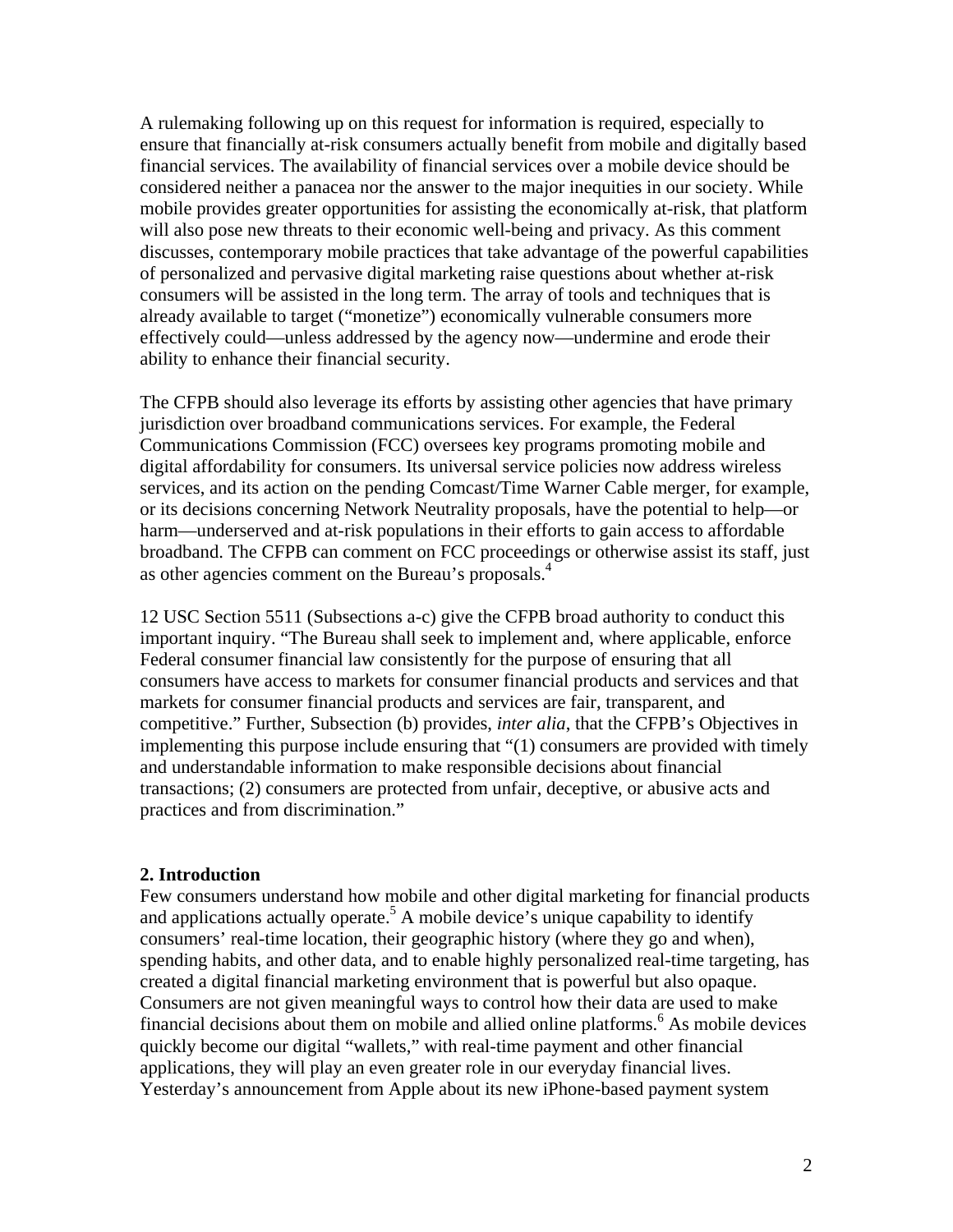A rulemaking following up on this request for information is required, especially to ensure that financially at-risk consumers actually benefit from mobile and digitally based financial services. The availability of financial services over a mobile device should be considered neither a panacea nor the answer to the major inequities in our society. While mobile provides greater opportunities for assisting the economically at-risk, that platform will also pose new threats to their economic well-being and privacy. As this comment discusses, contemporary mobile practices that take advantage of the powerful capabilities of personalized and pervasive digital marketing raise questions about whether at-risk consumers will be assisted in the long term. The array of tools and techniques that is already available to target ("monetize") economically vulnerable consumers more effectively could—unless addressed by the agency now—undermine and erode their ability to enhance their financial security.

The CFPB should also leverage its efforts by assisting other agencies that have primary jurisdiction over broadband communications services. For example, the Federal Communications Commission (FCC) oversees key programs promoting mobile and digital affordability for consumers. Its universal service policies now address wireless services, and its action on the pending Comcast/Time Warner Cable merger, for example, or its decisions concerning Network Neutrality proposals, have the potential to help—or harm—underserved and at-risk populations in their efforts to gain access to affordable broadband. The CFPB can comment on FCC proceedings or otherwise assist its staff, just as other agencies comment on the Bureau's proposals.[4]

12 USC Section 5511 (Subsections a-c) give the CFPB broad authority to conduct this important inquiry. "The Bureau shall seek to implement and, where applicable, enforce Federal consumer financial law consistently for the purpose of ensuring that all consumers have access to markets for consumer financial products and services and that markets for consumer financial products and services are fair, transparent, and competitive." Further, Subsection (b) provides, *inter alia*, that the CFPB's Objectives in implementing this purpose include ensuring that "(1) consumers are provided with timely and understandable information to make responsible decisions about financial transactions; (2) consumers are protected from unfair, deceptive, or abusive acts and practices and from discrimination."

## 2. Introduction

Few consumers understand how mobile and other digital marketing for financial products and applications actually operate.[5] A mobile device's unique capability to identify consumers' real-time location, their geographic history (where they go and when), spending habits, and other data, and to enable highly personalized real-time targeting, has created a digital financial marketing environment that is powerful but also opaque. Consumers are not given meaningful ways to control how their data are used to make financial decisions about them on mobile and allied online platforms.[6] As mobile devices quickly become our digital "wallets," with real-time payment and other financial applications, they will play an even greater role in our everyday financial lives. Yesterday's announcement from Apple about its new iPhone-based payment system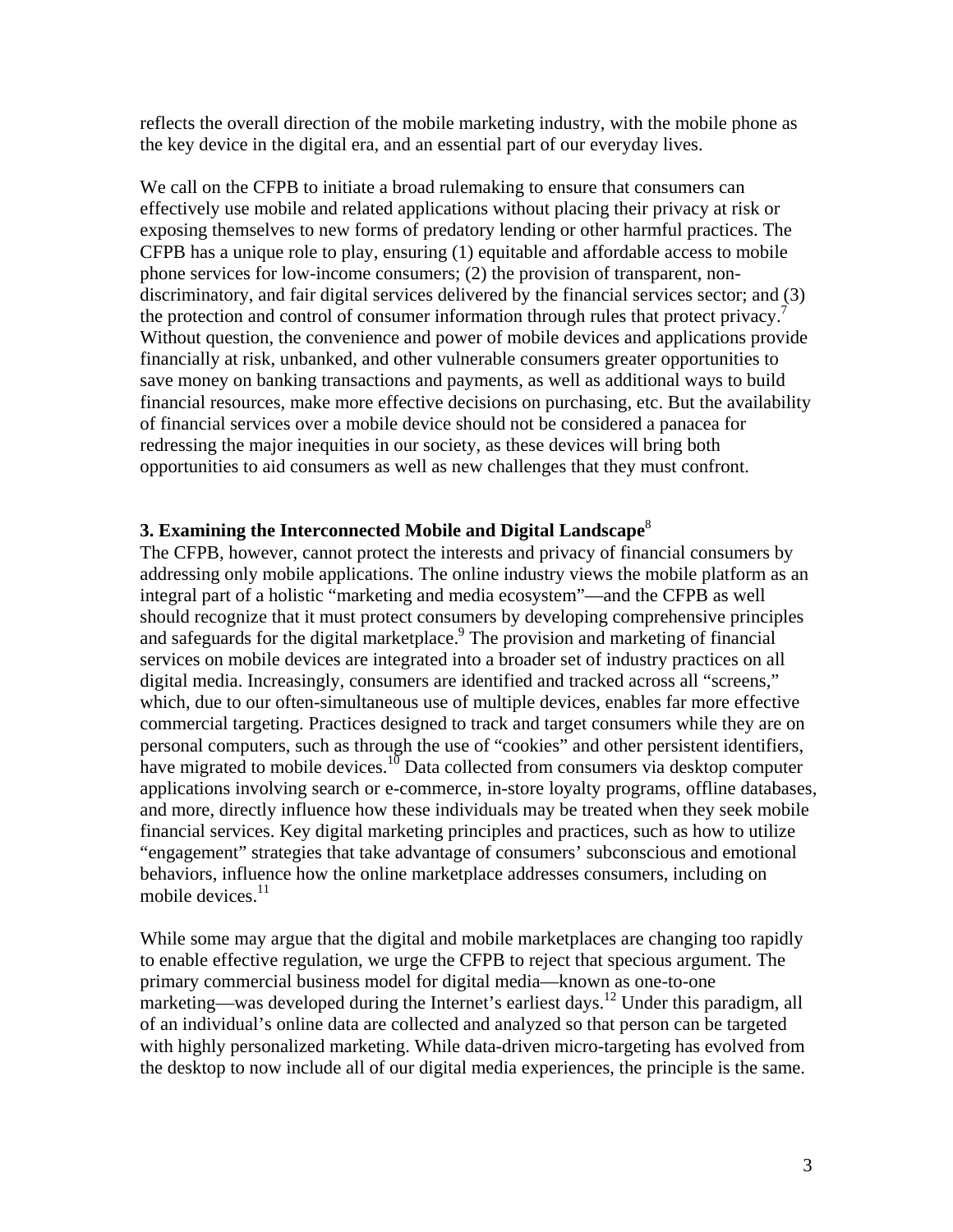reflects the overall direction of the mobile marketing industry, with the mobile phone as the key device in the digital era, and an essential part of our everyday lives.

We call on the CFPB to initiate a broad rulemaking to ensure that consumers can effectively use mobile and related applications without placing their privacy at risk or exposing themselves to new forms of predatory lending or other harmful practices. The CFPB has a unique role to play, ensuring (1) equitable and affordable access to mobile phone services for low-income consumers; (2) the provision of transparent, non-discriminatory, and fair digital services delivered by the financial services sector; and (3) the protection and control of consumer information through rules that protect privacy.[7] Without question, the convenience and power of mobile devices and applications provide financially at risk, unbanked, and other vulnerable consumers greater opportunities to save money on banking transactions and payments, as well as additional ways to build financial resources, make more effective decisions on purchasing, etc. But the availability of financial services over a mobile device should not be considered a panacea for redressing the major inequities in our society, as these devices will bring both opportunities to aid consumers as well as new challenges that they must confront.

### 3. Examining the Interconnected Mobile and Digital Landscape[8]

The CFPB, however, cannot protect the interests and privacy of financial consumers by addressing only mobile applications. The online industry views the mobile platform as an integral part of a holistic "marketing and media ecosystem"—and the CFPB as well should recognize that it must protect consumers by developing comprehensive principles and safeguards for the digital marketplace.[9] The provision and marketing of financial services on mobile devices are integrated into a broader set of industry practices on all digital media. Increasingly, consumers are identified and tracked across all "screens," which, due to our often-simultaneous use of multiple devices, enables far more effective commercial targeting. Practices designed to track and target consumers while they are on personal computers, such as through the use of "cookies" and other persistent identifiers, have migrated to mobile devices.[10] Data collected from consumers via desktop computer applications involving search or e-commerce, in-store loyalty programs, offline databases, and more, directly influence how these individuals may be treated when they seek mobile financial services. Key digital marketing principles and practices, such as how to utilize "engagement" strategies that take advantage of consumers' subconscious and emotional behaviors, influence how the online marketplace addresses consumers, including on mobile devices.[11]

While some may argue that the digital and mobile marketplaces are changing too rapidly to enable effective regulation, we urge the CFPB to reject that specious argument. The primary commercial business model for digital media—known as one-to-one marketing—was developed during the Internet's earliest days.[12] Under this paradigm, all of an individual's online data are collected and analyzed so that person can be targeted with highly personalized marketing. While data-driven micro-targeting has evolved from the desktop to now include all of our digital media experiences, the principle is the same.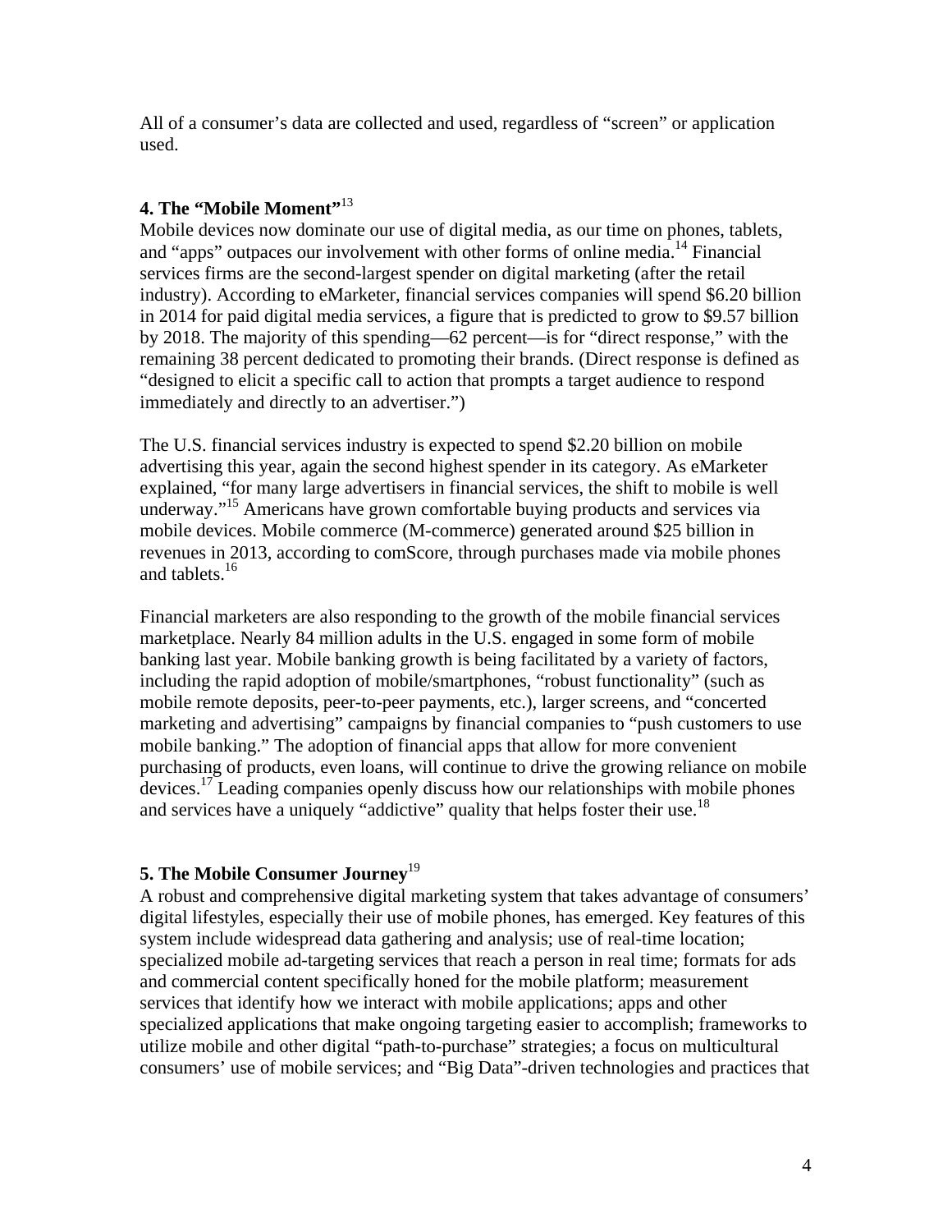All of a consumer's data are collected and used, regardless of "screen" or application used.

## 4. The "Mobile Moment"[13]

Mobile devices now dominate our use of digital media, as our time on phones, tablets, and "apps" outpaces our involvement with other forms of online media.[14] Financial services firms are the second-largest spender on digital marketing (after the retail industry). According to eMarketer, financial services companies will spend $6.20 billion in 2014 for paid digital media services, a figure that is predicted to grow to $9.57 billion by 2018. The majority of this spending—62 percent—is for "direct response," with the remaining 38 percent dedicated to promoting their brands. (Direct response is defined as "designed to elicit a specific call to action that prompts a target audience to respond immediately and directly to an advertiser.")

The U.S. financial services industry is expected to spend $2.20 billion on mobile advertising this year, again the second highest spender in its category. As eMarketer explained, "for many large advertisers in financial services, the shift to mobile is well underway."[15] Americans have grown comfortable buying products and services via mobile devices. Mobile commerce (M-commerce) generated around $25 billion in revenues in 2013, according to comScore, through purchases made via mobile phones and tablets.[16]

Financial marketers are also responding to the growth of the mobile financial services marketplace. Nearly 84 million adults in the U.S. engaged in some form of mobile banking last year. Mobile banking growth is being facilitated by a variety of factors, including the rapid adoption of mobile/smartphones, "robust functionality" (such as mobile remote deposits, peer-to-peer payments, etc.), larger screens, and "concerted marketing and advertising" campaigns by financial companies to "push customers to use mobile banking." The adoption of financial apps that allow for more convenient purchasing of products, even loans, will continue to drive the growing reliance on mobile devices.[17] Leading companies openly discuss how our relationships with mobile phones and services have a uniquely "addictive" quality that helps foster their use.[18]

## 5. The Mobile Consumer Journey[19]

A robust and comprehensive digital marketing system that takes advantage of consumers' digital lifestyles, especially their use of mobile phones, has emerged. Key features of this system include widespread data gathering and analysis; use of real-time location; specialized mobile ad-targeting services that reach a person in real time; formats for ads and commercial content specifically honed for the mobile platform; measurement services that identify how we interact with mobile applications; apps and other specialized applications that make ongoing targeting easier to accomplish; frameworks to utilize mobile and other digital "path-to-purchase" strategies; a focus on multicultural consumers' use of mobile services; and "Big Data"-driven technologies and practices that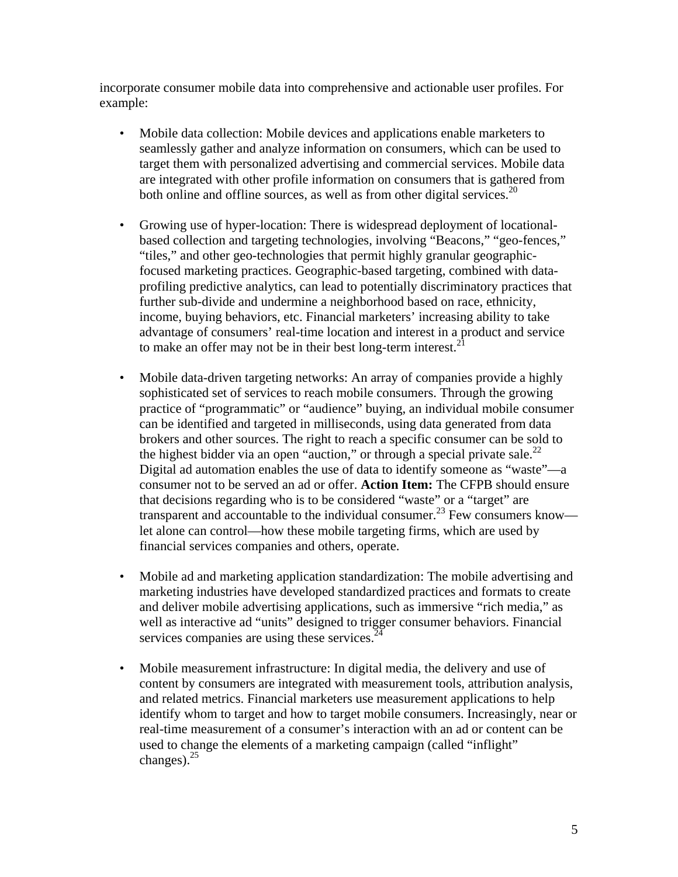incorporate consumer mobile data into comprehensive and actionable user profiles. For example:

- Mobile data collection: Mobile devices and applications enable marketers to seamlessly gather and analyze information on consumers, which can be used to target them with personalized advertising and commercial services. Mobile data are integrated with other profile information on consumers that is gathered from both online and offline sources, as well as from other digital services.[20]

- Growing use of hyper-location: There is widespread deployment of locational-based collection and targeting technologies, involving "Beacons," "geo-fences," "tiles," and other geo-technologies that permit highly granular geographic-focused marketing practices. Geographic-based targeting, combined with data-profiling predictive analytics, can lead to potentially discriminatory practices that further sub-divide and undermine a neighborhood based on race, ethnicity, income, buying behaviors, etc. Financial marketers' increasing ability to take advantage of consumers' real-time location and interest in a product and service to make an offer may not be in their best long-term interest.[21]

- Mobile data-driven targeting networks: An array of companies provide a highly sophisticated set of services to reach mobile consumers. Through the growing practice of "programmatic" or "audience" buying, an individual mobile consumer can be identified and targeted in milliseconds, using data generated from data brokers and other sources. The right to reach a specific consumer can be sold to the highest bidder via an open "auction," or through a special private sale.[22] Digital ad automation enables the use of data to identify someone as "waste"—a consumer not to be served an ad or offer. **Action Item:** The CFPB should ensure that decisions regarding who is to be considered "waste" or a "target" are transparent and accountable to the individual consumer.[23] Few consumers know—let alone can control—how these mobile targeting firms, which are used by financial services companies and others, operate.

- Mobile ad and marketing application standardization: The mobile advertising and marketing industries have developed standardized practices and formats to create and deliver mobile advertising applications, such as immersive "rich media," as well as interactive ad "units" designed to trigger consumer behaviors. Financial services companies are using these services.[24]

- Mobile measurement infrastructure: In digital media, the delivery and use of content by consumers are integrated with measurement tools, attribution analysis, and related metrics. Financial marketers use measurement applications to help identify whom to target and how to target mobile consumers. Increasingly, near or real-time measurement of a consumer's interaction with an ad or content can be used to change the elements of a marketing campaign (called "inflight" changes).[25]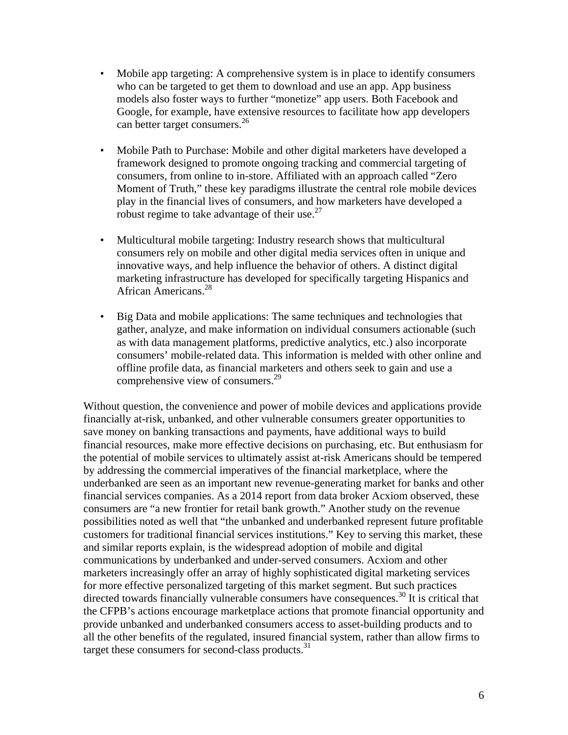- Mobile app targeting: A comprehensive system is in place to identify consumers who can be targeted to get them to download and use an app. App business models also foster ways to further "monetize" app users. Both Facebook and Google, for example, have extensive resources to facilitate how app developers can better target consumers.[26]

- Mobile Path to Purchase: Mobile and other digital marketers have developed a framework designed to promote ongoing tracking and commercial targeting of consumers, from online to in-store. Affiliated with an approach called "Zero Moment of Truth," these key paradigms illustrate the central role mobile devices play in the financial lives of consumers, and how marketers have developed a robust regime to take advantage of their use.[27]

- Multicultural mobile targeting: Industry research shows that multicultural consumers rely on mobile and other digital media services often in unique and innovative ways, and help influence the behavior of others. A distinct digital marketing infrastructure has developed for specifically targeting Hispanics and African Americans.[28]

- Big Data and mobile applications: The same techniques and technologies that gather, analyze, and make information on individual consumers actionable (such as with data management platforms, predictive analytics, etc.) also incorporate consumers' mobile-related data. This information is melded with other online and offline profile data, as financial marketers and others seek to gain and use a comprehensive view of consumers.[29]

Without question, the convenience and power of mobile devices and applications provide financially at-risk, unbanked, and other vulnerable consumers greater opportunities to save money on banking transactions and payments, have additional ways to build financial resources, make more effective decisions on purchasing, etc. But enthusiasm for the potential of mobile services to ultimately assist at-risk Americans should be tempered by addressing the commercial imperatives of the financial marketplace, where the underbanked are seen as an important new revenue-generating market for banks and other financial services companies. As a 2014 report from data broker Acxiom observed, these consumers are "a new frontier for retail bank growth." Another study on the revenue possibilities noted as well that "the unbanked and underbanked represent future profitable customers for traditional financial services institutions." Key to serving this market, these and similar reports explain, is the widespread adoption of mobile and digital communications by underbanked and under-served consumers. Acxiom and other marketers increasingly offer an array of highly sophisticated digital marketing services for more effective personalized targeting of this market segment. But such practices directed towards financially vulnerable consumers have consequences.[30] It is critical that the CFPB's actions encourage marketplace actions that promote financial opportunity and provide unbanked and underbanked consumers access to asset-building products and to all the other benefits of the regulated, insured financial system, rather than allow firms to target these consumers for second-class products.[31]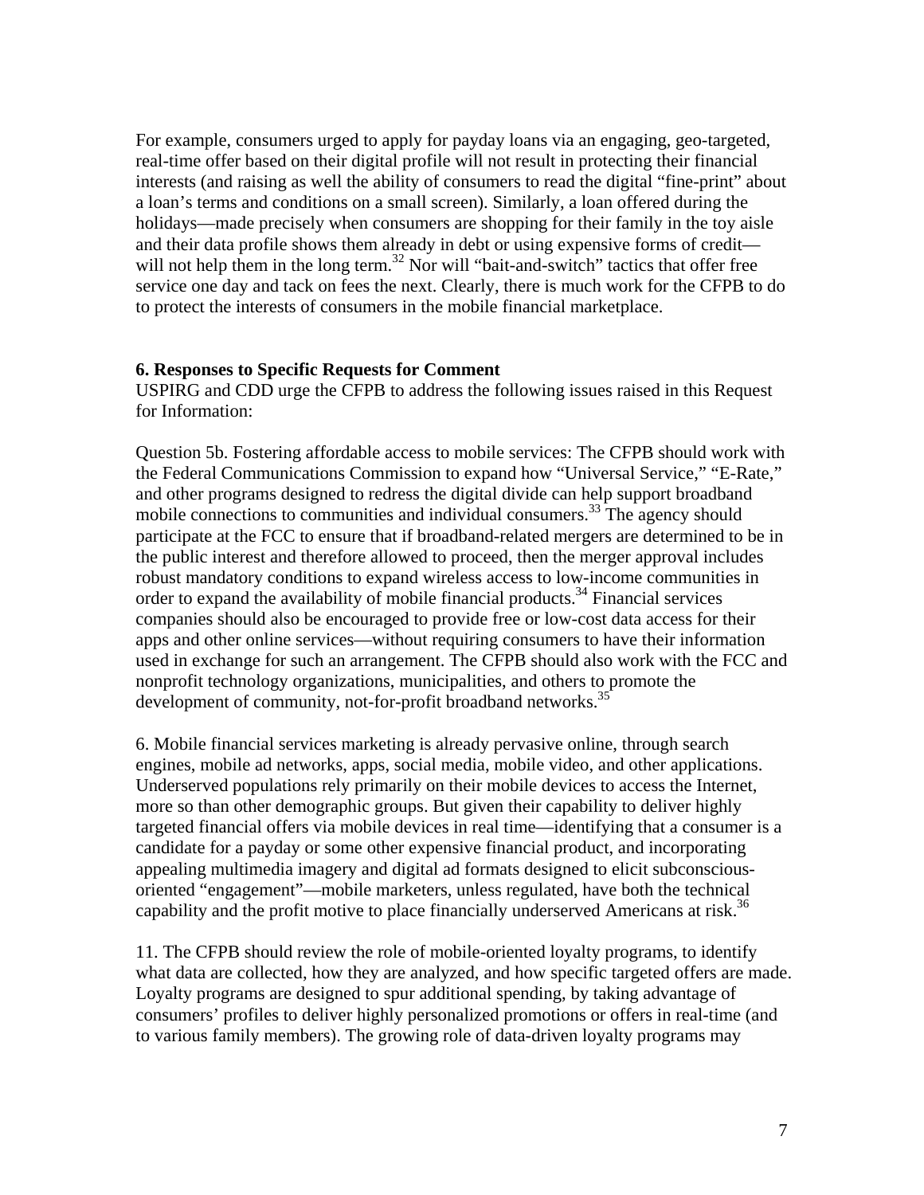For example, consumers urged to apply for payday loans via an engaging, geo-targeted, real-time offer based on their digital profile will not result in protecting their financial interests (and raising as well the ability of consumers to read the digital "fine-print" about a loan's terms and conditions on a small screen). Similarly, a loan offered during the holidays—made precisely when consumers are shopping for their family in the toy aisle and their data profile shows them already in debt or using expensive forms of credit—will not help them in the long term.[32] Nor will "bait-and-switch" tactics that offer free service one day and tack on fees the next. Clearly, there is much work for the CFPB to do to protect the interests of consumers in the mobile financial marketplace.

**6. Responses to Specific Requests for Comment**

USPIRG and CDD urge the CFPB to address the following issues raised in this Request for Information:

Question 5b. Fostering affordable access to mobile services: The CFPB should work with the Federal Communications Commission to expand how "Universal Service," "E-Rate," and other programs designed to redress the digital divide can help support broadband mobile connections to communities and individual consumers.[33] The agency should participate at the FCC to ensure that if broadband-related mergers are determined to be in the public interest and therefore allowed to proceed, then the merger approval includes robust mandatory conditions to expand wireless access to low-income communities in order to expand the availability of mobile financial products.[34] Financial services companies should also be encouraged to provide free or low-cost data access for their apps and other online services—without requiring consumers to have their information used in exchange for such an arrangement. The CFPB should also work with the FCC and nonprofit technology organizations, municipalities, and others to promote the development of community, not-for-profit broadband networks.[35]

6. Mobile financial services marketing is already pervasive online, through search engines, mobile ad networks, apps, social media, mobile video, and other applications. Underserved populations rely primarily on their mobile devices to access the Internet, more so than other demographic groups. But given their capability to deliver highly targeted financial offers via mobile devices in real time—identifying that a consumer is a candidate for a payday or some other expensive financial product, and incorporating appealing multimedia imagery and digital ad formats designed to elicit subconscious-oriented "engagement"—mobile marketers, unless regulated, have both the technical capability and the profit motive to place financially underserved Americans at risk.[36]

11. The CFPB should review the role of mobile-oriented loyalty programs, to identify what data are collected, how they are analyzed, and how specific targeted offers are made. Loyalty programs are designed to spur additional spending, by taking advantage of consumers' profiles to deliver highly personalized promotions or offers in real-time (and to various family members). The growing role of data-driven loyalty programs may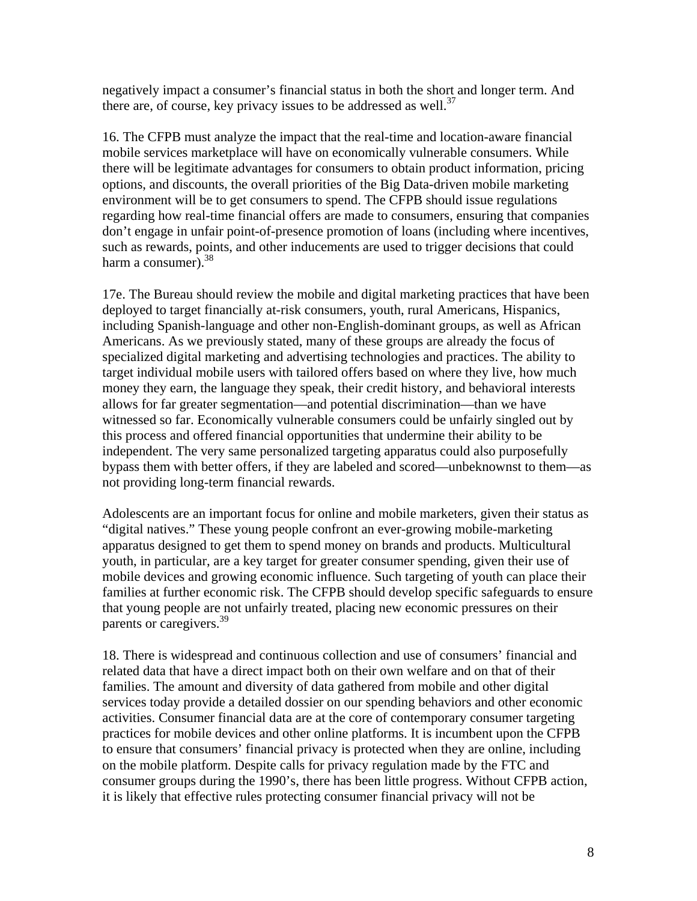negatively impact a consumer's financial status in both the short and longer term. And there are, of course, key privacy issues to be addressed as well.[37]

16. The CFPB must analyze the impact that the real-time and location-aware financial mobile services marketplace will have on economically vulnerable consumers. While there will be legitimate advantages for consumers to obtain product information, pricing options, and discounts, the overall priorities of the Big Data-driven mobile marketing environment will be to get consumers to spend. The CFPB should issue regulations regarding how real-time financial offers are made to consumers, ensuring that companies don't engage in unfair point-of-presence promotion of loans (including where incentives, such as rewards, points, and other inducements are used to trigger decisions that could harm a consumer).[38]

17e. The Bureau should review the mobile and digital marketing practices that have been deployed to target financially at-risk consumers, youth, rural Americans, Hispanics, including Spanish-language and other non-English-dominant groups, as well as African Americans. As we previously stated, many of these groups are already the focus of specialized digital marketing and advertising technologies and practices. The ability to target individual mobile users with tailored offers based on where they live, how much money they earn, the language they speak, their credit history, and behavioral interests allows for far greater segmentation—and potential discrimination—than we have witnessed so far. Economically vulnerable consumers could be unfairly singled out by this process and offered financial opportunities that undermine their ability to be independent. The very same personalized targeting apparatus could also purposefully bypass them with better offers, if they are labeled and scored—unbeknownst to them—as not providing long-term financial rewards.

Adolescents are an important focus for online and mobile marketers, given their status as "digital natives." These young people confront an ever-growing mobile-marketing apparatus designed to get them to spend money on brands and products. Multicultural youth, in particular, are a key target for greater consumer spending, given their use of mobile devices and growing economic influence. Such targeting of youth can place their families at further economic risk. The CFPB should develop specific safeguards to ensure that young people are not unfairly treated, placing new economic pressures on their parents or caregivers.[39]

18. There is widespread and continuous collection and use of consumers' financial and related data that have a direct impact both on their own welfare and on that of their families. The amount and diversity of data gathered from mobile and other digital services today provide a detailed dossier on our spending behaviors and other economic activities. Consumer financial data are at the core of contemporary consumer targeting practices for mobile devices and other online platforms. It is incumbent upon the CFPB to ensure that consumers' financial privacy is protected when they are online, including on the mobile platform. Despite calls for privacy regulation made by the FTC and consumer groups during the 1990's, there has been little progress. Without CFPB action, it is likely that effective rules protecting consumer financial privacy will not be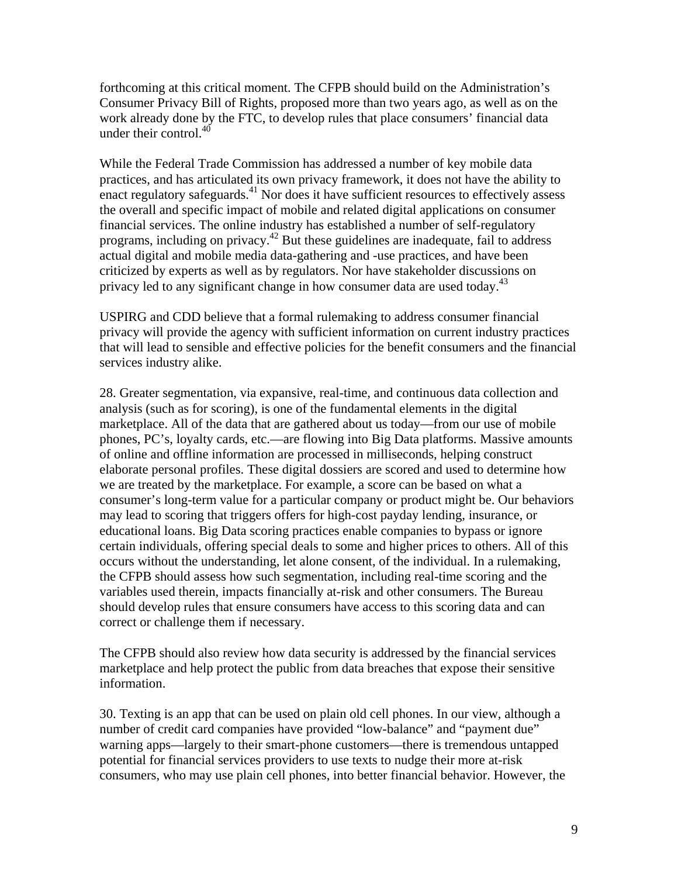forthcoming at this critical moment. The CFPB should build on the Administration's Consumer Privacy Bill of Rights, proposed more than two years ago, as well as on the work already done by the FTC, to develop rules that place consumers' financial data under their control.[40]

While the Federal Trade Commission has addressed a number of key mobile data practices, and has articulated its own privacy framework, it does not have the ability to enact regulatory safeguards.[41] Nor does it have sufficient resources to effectively assess the overall and specific impact of mobile and related digital applications on consumer financial services. The online industry has established a number of self-regulatory programs, including on privacy.[42] But these guidelines are inadequate, fail to address actual digital and mobile media data-gathering and -use practices, and have been criticized by experts as well as by regulators. Nor have stakeholder discussions on privacy led to any significant change in how consumer data are used today.[43]

USPIRG and CDD believe that a formal rulemaking to address consumer financial privacy will provide the agency with sufficient information on current industry practices that will lead to sensible and effective policies for the benefit consumers and the financial services industry alike.

28. Greater segmentation, via expansive, real-time, and continuous data collection and analysis (such as for scoring), is one of the fundamental elements in the digital marketplace. All of the data that are gathered about us today—from our use of mobile phones, PC's, loyalty cards, etc.—are flowing into Big Data platforms. Massive amounts of online and offline information are processed in milliseconds, helping construct elaborate personal profiles. These digital dossiers are scored and used to determine how we are treated by the marketplace. For example, a score can be based on what a consumer's long-term value for a particular company or product might be. Our behaviors may lead to scoring that triggers offers for high-cost payday lending, insurance, or educational loans. Big Data scoring practices enable companies to bypass or ignore certain individuals, offering special deals to some and higher prices to others. All of this occurs without the understanding, let alone consent, of the individual. In a rulemaking, the CFPB should assess how such segmentation, including real-time scoring and the variables used therein, impacts financially at-risk and other consumers. The Bureau should develop rules that ensure consumers have access to this scoring data and can correct or challenge them if necessary.

The CFPB should also review how data security is addressed by the financial services marketplace and help protect the public from data breaches that expose their sensitive information.

30. Texting is an app that can be used on plain old cell phones. In our view, although a number of credit card companies have provided "low-balance" and "payment due" warning apps—largely to their smart-phone customers—there is tremendous untapped potential for financial services providers to use texts to nudge their more at-risk consumers, who may use plain cell phones, into better financial behavior. However, the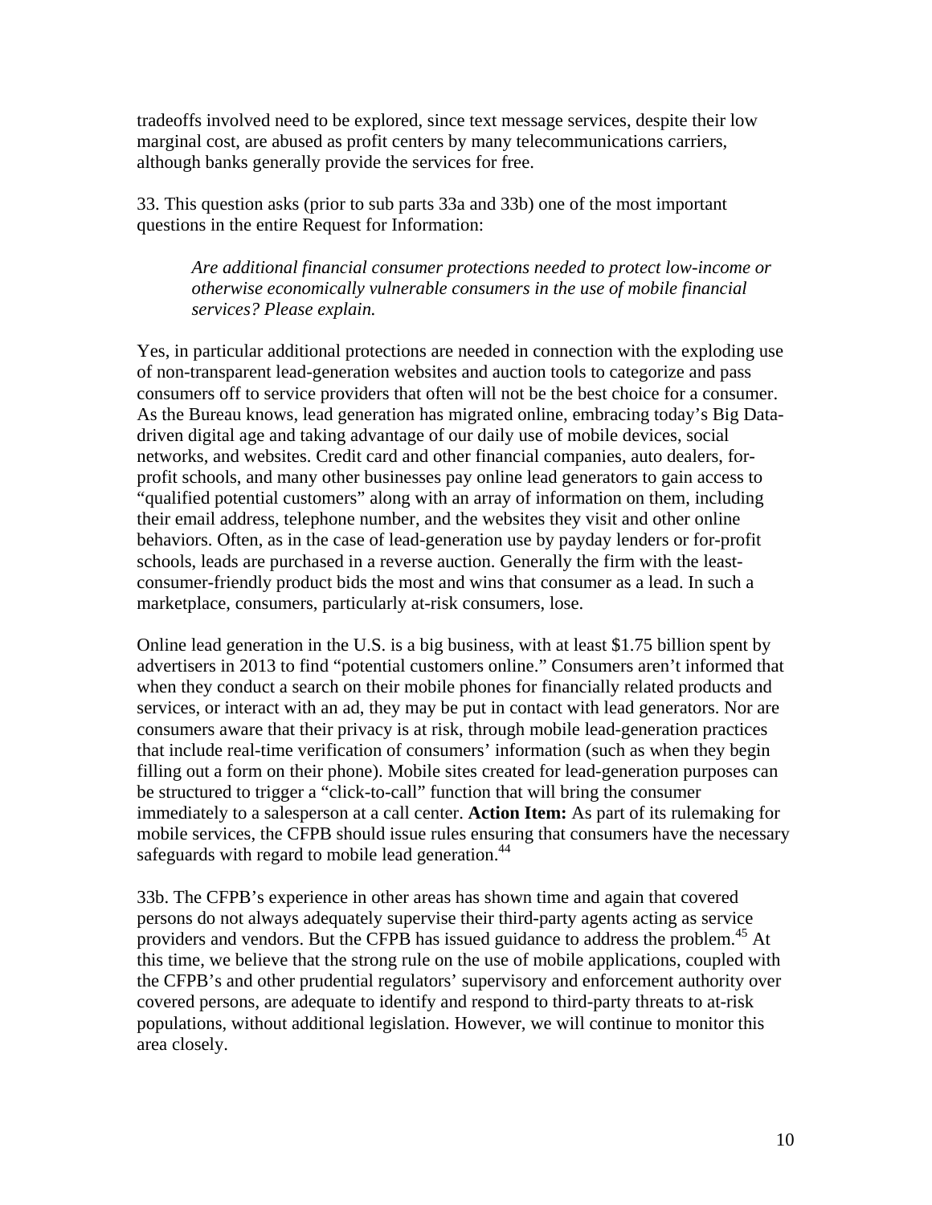tradeoffs involved need to be explored, since text message services, despite their low marginal cost, are abused as profit centers by many telecommunications carriers, although banks generally provide the services for free.

33. This question asks (prior to sub parts 33a and 33b) one of the most important questions in the entire Request for Information:

> *Are additional financial consumer protections needed to protect low-income or otherwise economically vulnerable consumers in the use of mobile financial services? Please explain.*

Yes, in particular additional protections are needed in connection with the exploding use of non-transparent lead-generation websites and auction tools to categorize and pass consumers off to service providers that often will not be the best choice for a consumer. As the Bureau knows, lead generation has migrated online, embracing today's Big Data-driven digital age and taking advantage of our daily use of mobile devices, social networks, and websites. Credit card and other financial companies, auto dealers, for-profit schools, and many other businesses pay online lead generators to gain access to "qualified potential customers" along with an array of information on them, including their email address, telephone number, and the websites they visit and other online behaviors. Often, as in the case of lead-generation use by payday lenders or for-profit schools, leads are purchased in a reverse auction. Generally the firm with the least-consumer-friendly product bids the most and wins that consumer as a lead. In such a marketplace, consumers, particularly at-risk consumers, lose.

Online lead generation in the U.S. is a big business, with at least $1.75 billion spent by advertisers in 2013 to find "potential customers online." Consumers aren't informed that when they conduct a search on their mobile phones for financially related products and services, or interact with an ad, they may be put in contact with lead generators. Nor are consumers aware that their privacy is at risk, through mobile lead-generation practices that include real-time verification of consumers' information (such as when they begin filling out a form on their phone). Mobile sites created for lead-generation purposes can be structured to trigger a "click-to-call" function that will bring the consumer immediately to a salesperson at a call center. **Action Item:** As part of its rulemaking for mobile services, the CFPB should issue rules ensuring that consumers have the necessary safeguards with regard to mobile lead generation.[44]

33b. The CFPB's experience in other areas has shown time and again that covered persons do not always adequately supervise their third-party agents acting as service providers and vendors. But the CFPB has issued guidance to address the problem.[45] At this time, we believe that the strong rule on the use of mobile applications, coupled with the CFPB's and other prudential regulators' supervisory and enforcement authority over covered persons, are adequate to identify and respond to third-party threats to at-risk populations, without additional legislation. However, we will continue to monitor this area closely.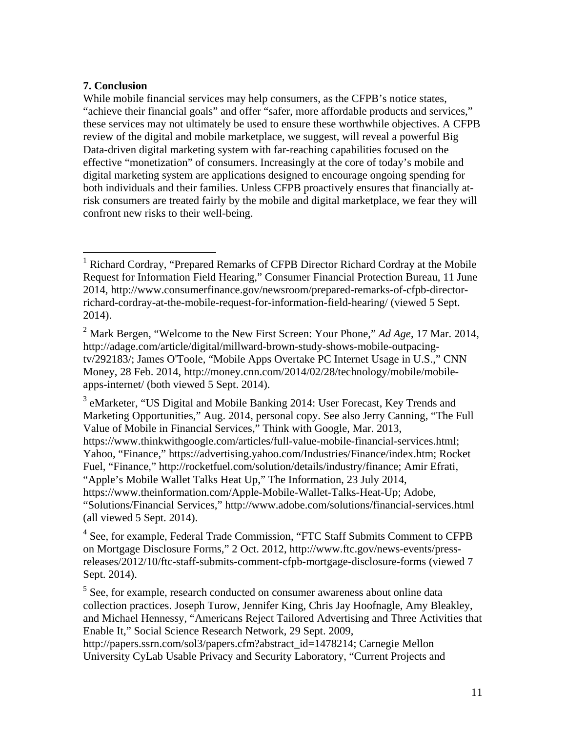**7. Conclusion**

While mobile financial services may help consumers, as the CFPB's notice states, "achieve their financial goals" and offer "safer, more affordable products and services," these services may not ultimately be used to ensure these worthwhile objectives. A CFPB review of the digital and mobile marketplace, we suggest, will reveal a powerful Big Data-driven digital marketing system with far-reaching capabilities focused on the effective "monetization" of consumers. Increasingly at the core of today's mobile and digital marketing system are applications designed to encourage ongoing spending for both individuals and their families. Unless CFPB proactively ensures that financially at-risk consumers are treated fairly by the mobile and digital marketplace, we fear they will confront new risks to their well-being.

---

[1] Richard Cordray, "Prepared Remarks of CFPB Director Richard Cordray at the Mobile Request for Information Field Hearing," Consumer Financial Protection Bureau, 11 June 2014, http://www.consumerfinance.gov/newsroom/prepared-remarks-of-cfpb-director-richard-cordray-at-the-mobile-request-for-information-field-hearing/ (viewed 5 Sept. 2014).

[2] Mark Bergen, "Welcome to the New First Screen: Your Phone," *Ad Age*, 17 Mar. 2014, http://adage.com/article/digital/millward-brown-study-shows-mobile-outpacing-tv/292183/; James O'Toole, "Mobile Apps Overtake PC Internet Usage in U.S.," CNN Money, 28 Feb. 2014, http://money.cnn.com/2014/02/28/technology/mobile/mobile-apps-internet/ (both viewed 5 Sept. 2014).

[3] eMarketer, "US Digital and Mobile Banking 2014: User Forecast, Key Trends and Marketing Opportunities," Aug. 2014, personal copy. See also Jerry Canning, "The Full Value of Mobile in Financial Services," Think with Google, Mar. 2013, https://www.thinkwithgoogle.com/articles/full-value-mobile-financial-services.html; Yahoo, "Finance," https://advertising.yahoo.com/Industries/Finance/index.htm; Rocket Fuel, "Finance," http://rocketfuel.com/solution/details/industry/finance; Amir Efrati, "Apple's Mobile Wallet Talks Heat Up," The Information, 23 July 2014, https://www.theinformation.com/Apple-Mobile-Wallet-Talks-Heat-Up; Adobe, "Solutions/Financial Services," http://www.adobe.com/solutions/financial-services.html (all viewed 5 Sept. 2014).

[4] See, for example, Federal Trade Commission, "FTC Staff Submits Comment to CFPB on Mortgage Disclosure Forms," 2 Oct. 2012, http://www.ftc.gov/news-events/press-releases/2012/10/ftc-staff-submits-comment-cfpb-mortgage-disclosure-forms (viewed 7 Sept. 2014).

[5] See, for example, research conducted on consumer awareness about online data collection practices. Joseph Turow, Jennifer King, Chris Jay Hoofnagle, Amy Bleakley, and Michael Hennessy, "Americans Reject Tailored Advertising and Three Activities that Enable It," Social Science Research Network, 29 Sept. 2009, http://papers.ssrn.com/sol3/papers.cfm?abstract_id=1478214; Carnegie Mellon University CyLab Usable Privacy and Security Laboratory, "Current Projects and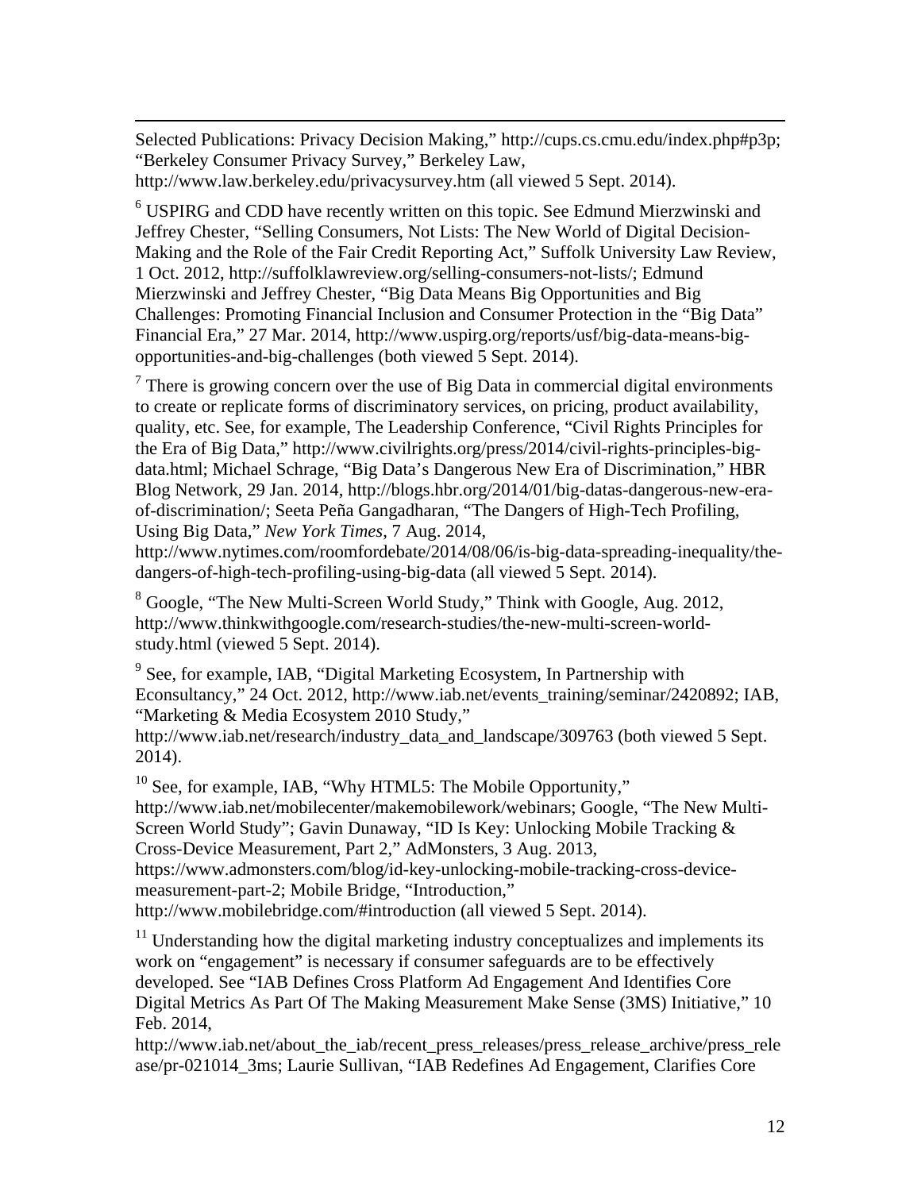Selected Publications: Privacy Decision Making," http://cups.cs.cmu.edu/index.php#p3p; "Berkeley Consumer Privacy Survey," Berkeley Law, http://www.law.berkeley.edu/privacysurvey.htm (all viewed 5 Sept. 2014).

[6] USPIRG and CDD have recently written on this topic. See Edmund Mierzwinski and Jeffrey Chester, "Selling Consumers, Not Lists: The New World of Digital Decision-Making and the Role of the Fair Credit Reporting Act," Suffolk University Law Review, 1 Oct. 2012, http://suffolklawreview.org/selling-consumers-not-lists/; Edmund Mierzwinski and Jeffrey Chester, "Big Data Means Big Opportunities and Big Challenges: Promoting Financial Inclusion and Consumer Protection in the "Big Data" Financial Era," 27 Mar. 2014, http://www.uspirg.org/reports/usf/big-data-means-big-opportunities-and-big-challenges (both viewed 5 Sept. 2014).

[7] There is growing concern over the use of Big Data in commercial digital environments to create or replicate forms of discriminatory services, on pricing, product availability, quality, etc. See, for example, The Leadership Conference, "Civil Rights Principles for the Era of Big Data," http://www.civilrights.org/press/2014/civil-rights-principles-big-data.html; Michael Schrage, "Big Data's Dangerous New Era of Discrimination," HBR Blog Network, 29 Jan. 2014, http://blogs.hbr.org/2014/01/big-datas-dangerous-new-era-of-discrimination/; Seeta Peña Gangadharan, "The Dangers of High-Tech Profiling, Using Big Data," *New York Times*, 7 Aug. 2014, http://www.nytimes.com/roomfordebate/2014/08/06/is-big-data-spreading-inequality/the-dangers-of-high-tech-profiling-using-big-data (all viewed 5 Sept. 2014).

[8] Google, "The New Multi-Screen World Study," Think with Google, Aug. 2012, http://www.thinkwithgoogle.com/research-studies/the-new-multi-screen-world-study.html (viewed 5 Sept. 2014).

[9] See, for example, IAB, "Digital Marketing Ecosystem, In Partnership with Econsultancy," 24 Oct. 2012, http://www.iab.net/events_training/seminar/2420892; IAB, "Marketing & Media Ecosystem 2010 Study," http://www.iab.net/research/industry_data_and_landscape/309763 (both viewed 5 Sept. 2014).

[10] See, for example, IAB, "Why HTML5: The Mobile Opportunity," http://www.iab.net/mobilecenter/makemobilework/webinars; Google, "The New Multi-Screen World Study"; Gavin Dunaway, "ID Is Key: Unlocking Mobile Tracking & Cross-Device Measurement, Part 2," AdMonsters, 3 Aug. 2013, https://www.admonsters.com/blog/id-key-unlocking-mobile-tracking-cross-device-measurement-part-2; Mobile Bridge, "Introduction," http://www.mobilebridge.com/#introduction (all viewed 5 Sept. 2014).

[11] Understanding how the digital marketing industry conceptualizes and implements its work on "engagement" is necessary if consumer safeguards are to be effectively developed. See "IAB Defines Cross Platform Ad Engagement And Identifies Core Digital Metrics As Part Of The Making Measurement Make Sense (3MS) Initiative," 10 Feb. 2014, http://www.iab.net/about_the_iab/recent_press_releases/press_release_archive/press_release/pr-021014_3ms; Laurie Sullivan, "IAB Redefines Ad Engagement, Clarifies Core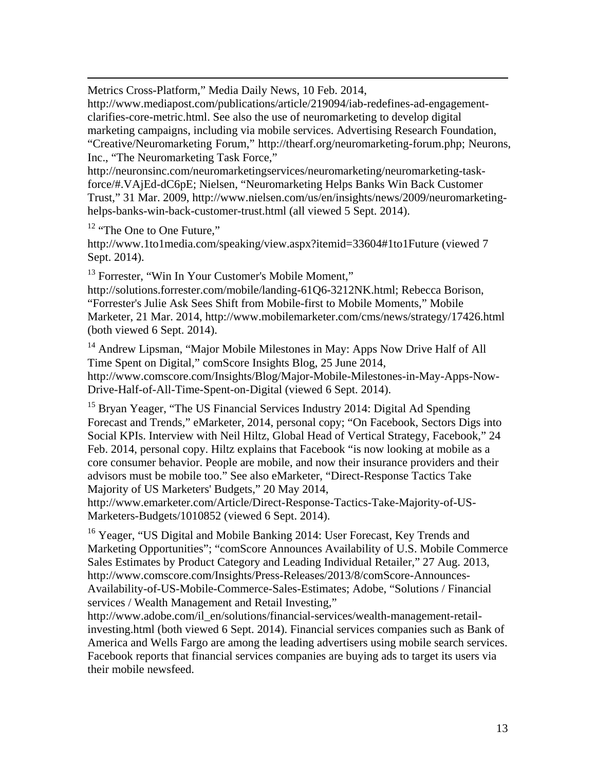Metrics Cross-Platform," Media Daily News, 10 Feb. 2014, http://www.mediapost.com/publications/article/219094/iab-redefines-ad-engagement-clarifies-core-metric.html. See also the use of neuromarketing to develop digital marketing campaigns, including via mobile services. Advertising Research Foundation, "Creative/Neuromarketing Forum," http://thearf.org/neuromarketing-forum.php; Neurons, Inc., "The Neuromarketing Task Force," http://neuronsinc.com/neuromarketingservices/neuromarketing/neuromarketing-task-force/#.VAjEd-dC6pE; Nielsen, "Neuromarketing Helps Banks Win Back Customer Trust," 31 Mar. 2009, http://www.nielsen.com/us/en/insights/news/2009/neuromarketing-helps-banks-win-back-customer-trust.html (all viewed 5 Sept. 2014).

[12] "The One to One Future," http://www.1to1media.com/speaking/view.aspx?itemid=33604#1to1Future (viewed 7 Sept. 2014).

[13] Forrester, "Win In Your Customer's Mobile Moment," http://solutions.forrester.com/mobile/landing-61Q6-3212NK.html; Rebecca Borison, "Forrester's Julie Ask Sees Shift from Mobile-first to Mobile Moments," Mobile Marketer, 21 Mar. 2014, http://www.mobilemarketer.com/cms/news/strategy/17426.html (both viewed 6 Sept. 2014).

[14] Andrew Lipsman, "Major Mobile Milestones in May: Apps Now Drive Half of All Time Spent on Digital," comScore Insights Blog, 25 June 2014, http://www.comscore.com/Insights/Blog/Major-Mobile-Milestones-in-May-Apps-Now-Drive-Half-of-All-Time-Spent-on-Digital (viewed 6 Sept. 2014).

[15] Bryan Yeager, "The US Financial Services Industry 2014: Digital Ad Spending Forecast and Trends," eMarketer, 2014, personal copy; "On Facebook, Sectors Digs into Social KPIs. Interview with Neil Hiltz, Global Head of Vertical Strategy, Facebook," 24 Feb. 2014, personal copy. Hiltz explains that Facebook "is now looking at mobile as a core consumer behavior. People are mobile, and now their insurance providers and their advisors must be mobile too." See also eMarketer, "Direct-Response Tactics Take Majority of US Marketers' Budgets," 20 May 2014, http://www.emarketer.com/Article/Direct-Response-Tactics-Take-Majority-of-US-Marketers-Budgets/1010852 (viewed 6 Sept. 2014).

[16] Yeager, "US Digital and Mobile Banking 2014: User Forecast, Key Trends and Marketing Opportunities"; "comScore Announces Availability of U.S. Mobile Commerce Sales Estimates by Product Category and Leading Individual Retailer," 27 Aug. 2013, http://www.comscore.com/Insights/Press-Releases/2013/8/comScore-Announces-Availability-of-US-Mobile-Commerce-Sales-Estimates; Adobe, "Solutions / Financial services / Wealth Management and Retail Investing," http://www.adobe.com/il_en/solutions/financial-services/wealth-management-retail-investing.html (both viewed 6 Sept. 2014). Financial services companies such as Bank of America and Wells Fargo are among the leading advertisers using mobile search services. Facebook reports that financial services companies are buying ads to target its users via their mobile newsfeed.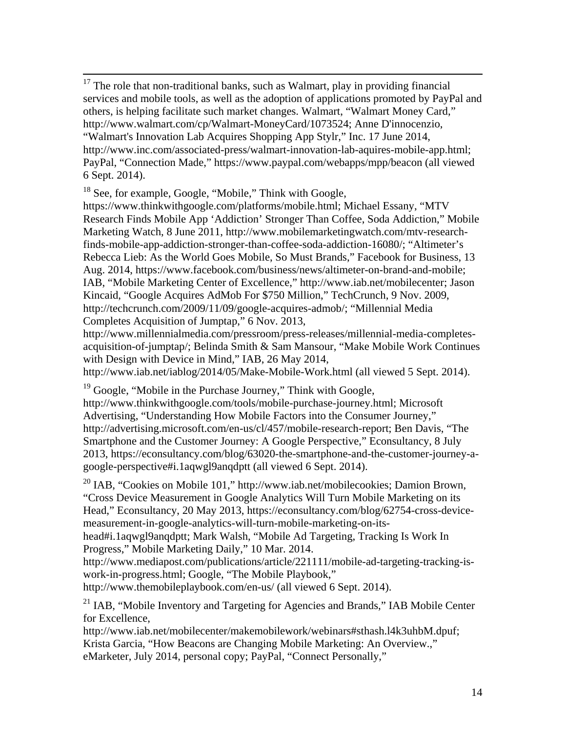[17] The role that non-traditional banks, such as Walmart, play in providing financial services and mobile tools, as well as the adoption of applications promoted by PayPal and others, is helping facilitate such market changes. Walmart, "Walmart Money Card," http://www.walmart.com/cp/Walmart-MoneyCard/1073524; Anne D'innocenzio, "Walmart's Innovation Lab Acquires Shopping App Stylr," Inc. 17 June 2014, http://www.inc.com/associated-press/walmart-innovation-lab-aquires-mobile-app.html; PayPal, "Connection Made," https://www.paypal.com/webapps/mpp/beacon (all viewed 6 Sept. 2014).

[18] See, for example, Google, "Mobile," Think with Google, https://www.thinkwithgoogle.com/platforms/mobile.html; Michael Essany, "MTV Research Finds Mobile App 'Addiction' Stronger Than Coffee, Soda Addiction," Mobile Marketing Watch, 8 June 2011, http://www.mobilemarketingwatch.com/mtv-research-finds-mobile-app-addiction-stronger-than-coffee-soda-addiction-16080/; "Altimeter's Rebecca Lieb: As the World Goes Mobile, So Must Brands," Facebook for Business, 13 Aug. 2014, https://www.facebook.com/business/news/altimeter-on-brand-and-mobile; IAB, "Mobile Marketing Center of Excellence," http://www.iab.net/mobilecenter; Jason Kincaid, "Google Acquires AdMob For $750 Million," TechCrunch, 9 Nov. 2009, http://techcrunch.com/2009/11/09/google-acquires-admob/; "Millennial Media Completes Acquisition of Jumptap," 6 Nov. 2013, http://www.millennialmedia.com/pressroom/press-releases/millennial-media-completes-acquisition-of-jumptap/; Belinda Smith & Sam Mansour, "Make Mobile Work Continues with Design with Device in Mind," IAB, 26 May 2014, http://www.iab.net/iablog/2014/05/Make-Mobile-Work.html (all viewed 5 Sept. 2014).

[19] Google, "Mobile in the Purchase Journey," Think with Google, http://www.thinkwithgoogle.com/tools/mobile-purchase-journey.html; Microsoft Advertising, "Understanding How Mobile Factors into the Consumer Journey," http://advertising.microsoft.com/en-us/cl/457/mobile-research-report; Ben Davis, "The Smartphone and the Customer Journey: A Google Perspective," Econsultancy, 8 July 2013, https://econsultancy.com/blog/63020-the-smartphone-and-the-customer-journey-a-google-perspective#i.1aqwgl9anqdptt (all viewed 6 Sept. 2014).

[20] IAB, "Cookies on Mobile 101," http://www.iab.net/mobilecookies; Damion Brown, "Cross Device Measurement in Google Analytics Will Turn Mobile Marketing on its Head," Econsultancy, 20 May 2013, https://econsultancy.com/blog/62754-cross-device-measurement-in-google-analytics-will-turn-mobile-marketing-on-its-head#i.1aqwgl9anqdptt; Mark Walsh, "Mobile Ad Targeting, Tracking Is Work In Progress," Mobile Marketing Daily," 10 Mar. 2014. http://www.mediapost.com/publications/article/221111/mobile-ad-targeting-tracking-is-work-in-progress.html; Google, "The Mobile Playbook," http://www.themobileplaybook.com/en-us/ (all viewed 6 Sept. 2014).

[21] IAB, "Mobile Inventory and Targeting for Agencies and Brands," IAB Mobile Center for Excellence, http://www.iab.net/mobilecenter/makemobilework/webinars#sthash.l4k3uhbM.dpuf; Krista Garcia, "How Beacons are Changing Mobile Marketing: An Overview.," eMarketer, July 2014, personal copy; PayPal, "Connect Personally,"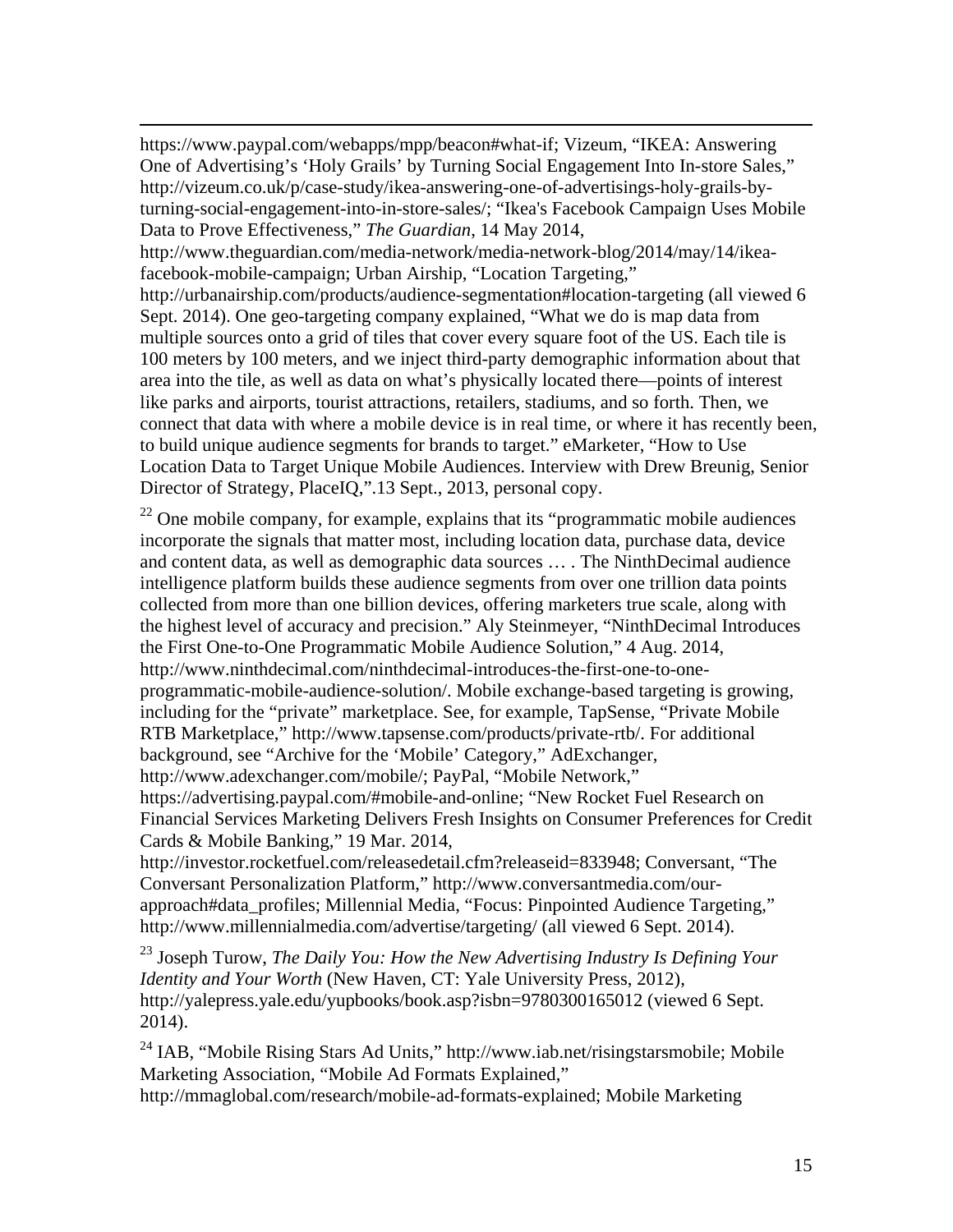https://www.paypal.com/webapps/mpp/beacon#what-if; Vizeum, "IKEA: Answering One of Advertising's 'Holy Grails' by Turning Social Engagement Into In-store Sales," http://vizeum.co.uk/p/case-study/ikea-answering-one-of-advertisings-holy-grails-by-turning-social-engagement-into-in-store-sales/; "Ikea's Facebook Campaign Uses Mobile Data to Prove Effectiveness," *The Guardian*, 14 May 2014, http://www.theguardian.com/media-network/media-network-blog/2014/may/14/ikea-facebook-mobile-campaign; Urban Airship, "Location Targeting," http://urbanairship.com/products/audience-segmentation#location-targeting (all viewed 6 Sept. 2014). One geo-targeting company explained, "What we do is map data from multiple sources onto a grid of tiles that cover every square foot of the US. Each tile is 100 meters by 100 meters, and we inject third-party demographic information about that area into the tile, as well as data on what's physically located there—points of interest like parks and airports, tourist attractions, retailers, stadiums, and so forth. Then, we connect that data with where a mobile device is in real time, or where it has recently been, to build unique audience segments for brands to target." eMarketer, "How to Use Location Data to Target Unique Mobile Audiences. Interview with Drew Breunig, Senior Director of Strategy, PlaceIQ,".13 Sept., 2013, personal copy.

[22] One mobile company, for example, explains that its "programmatic mobile audiences incorporate the signals that matter most, including location data, purchase data, device and content data, as well as demographic data sources … . The NinthDecimal audience intelligence platform builds these audience segments from over one trillion data points collected from more than one billion devices, offering marketers true scale, along with the highest level of accuracy and precision." Aly Steinmeyer, "NinthDecimal Introduces the First One-to-One Programmatic Mobile Audience Solution," 4 Aug. 2014, http://www.ninthdecimal.com/ninthdecimal-introduces-the-first-one-to-one-programmatic-mobile-audience-solution/. Mobile exchange-based targeting is growing, including for the "private" marketplace. See, for example, TapSense, "Private Mobile RTB Marketplace," http://www.tapsense.com/products/private-rtb/. For additional background, see "Archive for the 'Mobile' Category," AdExchanger, http://www.adexchanger.com/mobile/; PayPal, "Mobile Network," https://advertising.paypal.com/#mobile-and-online; "New Rocket Fuel Research on Financial Services Marketing Delivers Fresh Insights on Consumer Preferences for Credit Cards & Mobile Banking," 19 Mar. 2014, http://investor.rocketfuel.com/releasedetail.cfm?releaseid=833948; Conversant, "The Conversant Personalization Platform," http://www.conversantmedia.com/our-approach#data_profiles; Millennial Media, "Focus: Pinpointed Audience Targeting," http://www.millennialmedia.com/advertise/targeting/ (all viewed 6 Sept. 2014).

[23] Joseph Turow, *The Daily You: How the New Advertising Industry Is Defining Your Identity and Your Worth* (New Haven, CT: Yale University Press, 2012), http://yalepress.yale.edu/yupbooks/book.asp?isbn=9780300165012 (viewed 6 Sept. 2014).

[24] IAB, "Mobile Rising Stars Ad Units," http://www.iab.net/risingstarsmobile; Mobile Marketing Association, "Mobile Ad Formats Explained," http://mmaglobal.com/research/mobile-ad-formats-explained; Mobile Marketing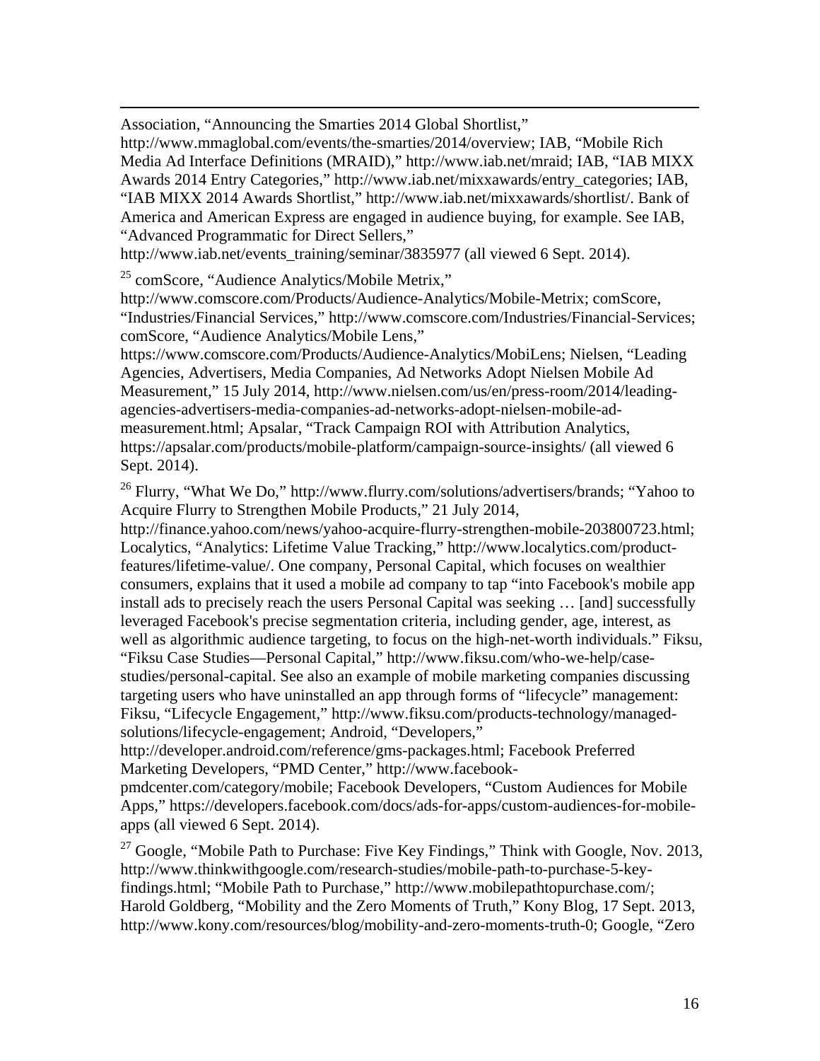Association, "Announcing the Smarties 2014 Global Shortlist," http://www.mmaglobal.com/events/the-smarties/2014/overview; IAB, "Mobile Rich Media Ad Interface Definitions (MRAID)," http://www.iab.net/mraid; IAB, "IAB MIXX Awards 2014 Entry Categories," http://www.iab.net/mixxawards/entry_categories; IAB, "IAB MIXX 2014 Awards Shortlist," http://www.iab.net/mixxawards/shortlist/. Bank of America and American Express are engaged in audience buying, for example. See IAB, "Advanced Programmatic for Direct Sellers," http://www.iab.net/events_training/seminar/3835977 (all viewed 6 Sept. 2014).

[25] comScore, "Audience Analytics/Mobile Metrix," http://www.comscore.com/Products/Audience-Analytics/Mobile-Metrix; comScore, "Industries/Financial Services," http://www.comscore.com/Industries/Financial-Services; comScore, "Audience Analytics/Mobile Lens," https://www.comscore.com/Products/Audience-Analytics/MobiLens; Nielsen, "Leading Agencies, Advertisers, Media Companies, Ad Networks Adopt Nielsen Mobile Ad Measurement," 15 July 2014, http://www.nielsen.com/us/en/press-room/2014/leading-agencies-advertisers-media-companies-ad-networks-adopt-nielsen-mobile-ad-measurement.html; Apsalar, "Track Campaign ROI with Attribution Analytics, https://apsalar.com/products/mobile-platform/campaign-source-insights/ (all viewed 6 Sept. 2014).

[26] Flurry, "What We Do," http://www.flurry.com/solutions/advertisers/brands; "Yahoo to Acquire Flurry to Strengthen Mobile Products," 21 July 2014, http://finance.yahoo.com/news/yahoo-acquire-flurry-strengthen-mobile-203800723.html; Localytics, "Analytics: Lifetime Value Tracking," http://www.localytics.com/product-features/lifetime-value/. One company, Personal Capital, which focuses on wealthier consumers, explains that it used a mobile ad company to tap "into Facebook's mobile app install ads to precisely reach the users Personal Capital was seeking … [and] successfully leveraged Facebook's precise segmentation criteria, including gender, age, interest, as well as algorithmic audience targeting, to focus on the high-net-worth individuals." Fiksu, "Fiksu Case Studies—Personal Capital," http://www.fiksu.com/who-we-help/case-studies/personal-capital. See also an example of mobile marketing companies discussing targeting users who have uninstalled an app through forms of "lifecycle" management: Fiksu, "Lifecycle Engagement," http://www.fiksu.com/products-technology/managed-solutions/lifecycle-engagement; Android, "Developers," http://developer.android.com/reference/gms-packages.html; Facebook Preferred Marketing Developers, "PMD Center," http://www.facebook-pmdcenter.com/category/mobile; Facebook Developers, "Custom Audiences for Mobile Apps," https://developers.facebook.com/docs/ads-for-apps/custom-audiences-for-mobile-apps (all viewed 6 Sept. 2014).

[27] Google, "Mobile Path to Purchase: Five Key Findings," Think with Google, Nov. 2013, http://www.thinkwithgoogle.com/research-studies/mobile-path-to-purchase-5-key-findings.html; "Mobile Path to Purchase," http://www.mobilepathtopurchase.com/; Harold Goldberg, "Mobility and the Zero Moments of Truth," Kony Blog, 17 Sept. 2013, http://www.kony.com/resources/blog/mobility-and-zero-moments-truth-0; Google, "Zero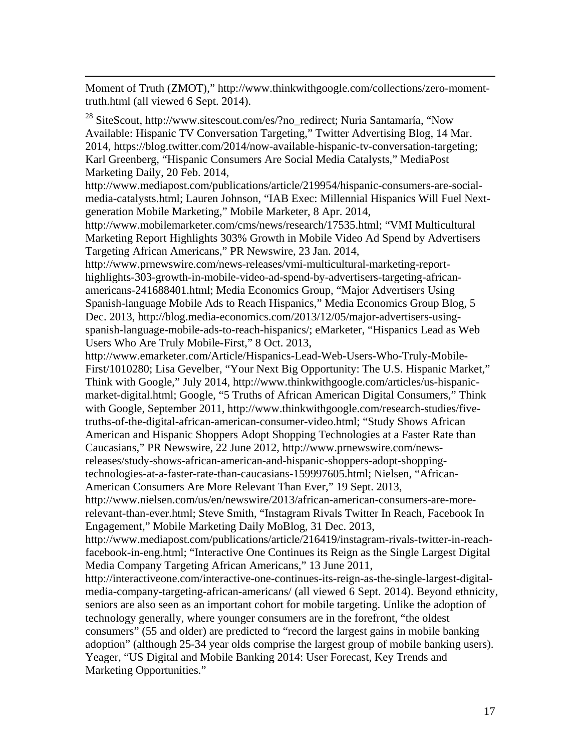Moment of Truth (ZMOT)," http://www.thinkwithgoogle.com/collections/zero-moment-truth.html (all viewed 6 Sept. 2014).

[28] SiteScout, http://www.sitescout.com/es/?no_redirect; Nuria Santamaría, "Now Available: Hispanic TV Conversation Targeting," Twitter Advertising Blog, 14 Mar. 2014, https://blog.twitter.com/2014/now-available-hispanic-tv-conversation-targeting; Karl Greenberg, "Hispanic Consumers Are Social Media Catalysts," MediaPost Marketing Daily, 20 Feb. 2014, http://www.mediapost.com/publications/article/219954/hispanic-consumers-are-social-media-catalysts.html; Lauren Johnson, "IAB Exec: Millennial Hispanics Will Fuel Next-generation Mobile Marketing," Mobile Marketer, 8 Apr. 2014, http://www.mobilemarketer.com/cms/news/research/17535.html; "VMI Multicultural Marketing Report Highlights 303% Growth in Mobile Video Ad Spend by Advertisers Targeting African Americans," PR Newswire, 23 Jan. 2014, http://www.prnewswire.com/news-releases/vmi-multicultural-marketing-report-highlights-303-growth-in-mobile-video-ad-spend-by-advertisers-targeting-african-americans-241688401.html; Media Economics Group, "Major Advertisers Using Spanish-language Mobile Ads to Reach Hispanics," Media Economics Group Blog, 5 Dec. 2013, http://blog.media-economics.com/2013/12/05/major-advertisers-using-spanish-language-mobile-ads-to-reach-hispanics/; eMarketer, "Hispanics Lead as Web Users Who Are Truly Mobile-First," 8 Oct. 2013, http://www.emarketer.com/Article/Hispanics-Lead-Web-Users-Who-Truly-Mobile-First/1010280; Lisa Gevelber, "Your Next Big Opportunity: The U.S. Hispanic Market," Think with Google," July 2014, http://www.thinkwithgoogle.com/articles/us-hispanic-market-digital.html; Google, "5 Truths of African American Digital Consumers," Think with Google, September 2011, http://www.thinkwithgoogle.com/research-studies/five-truths-of-the-digital-african-american-consumer-video.html; "Study Shows African American and Hispanic Shoppers Adopt Shopping Technologies at a Faster Rate than Caucasians," PR Newswire, 22 June 2012, http://www.prnewswire.com/news-releases/study-shows-african-american-and-hispanic-shoppers-adopt-shopping-technologies-at-a-faster-rate-than-caucasians-159997605.html; Nielsen, "African-American Consumers Are More Relevant Than Ever," 19 Sept. 2013, http://www.nielsen.com/us/en/newswire/2013/african-american-consumers-are-more-relevant-than-ever.html; Steve Smith, "Instagram Rivals Twitter In Reach, Facebook In Engagement," Mobile Marketing Daily MoBlog, 31 Dec. 2013, http://www.mediapost.com/publications/article/216419/instagram-rivals-twitter-in-reach-facebook-in-eng.html; "Interactive One Continues its Reign as the Single Largest Digital Media Company Targeting African Americans," 13 June 2011, http://interactiveone.com/interactive-one-continues-its-reign-as-the-single-largest-digital-media-company-targeting-african-americans/ (all viewed 6 Sept. 2014). Beyond ethnicity, seniors are also seen as an important cohort for mobile targeting. Unlike the adoption of technology generally, where younger consumers are in the forefront, "the oldest consumers" (55 and older) are predicted to "record the largest gains in mobile banking adoption" (although 25-34 year olds comprise the largest group of mobile banking users). Yeager, "US Digital and Mobile Banking 2014: User Forecast, Key Trends and Marketing Opportunities."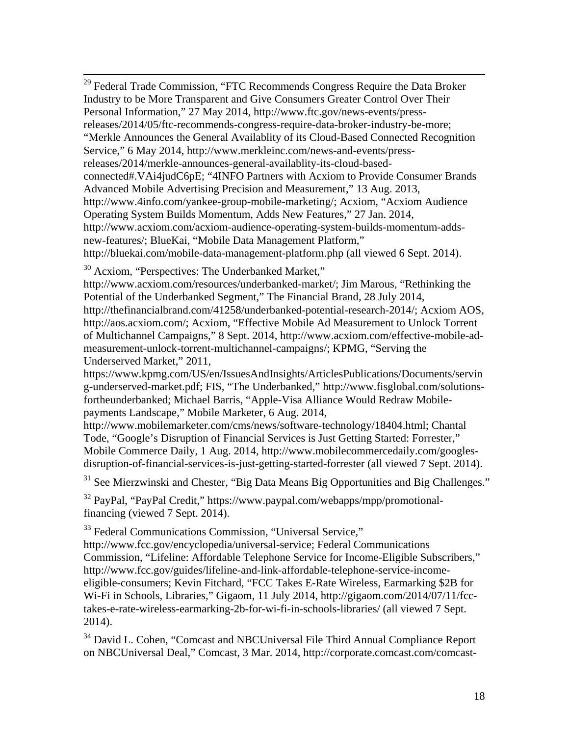[29] Federal Trade Commission, "FTC Recommends Congress Require the Data Broker Industry to be More Transparent and Give Consumers Greater Control Over Their Personal Information," 27 May 2014, http://www.ftc.gov/news-events/press-releases/2014/05/ftc-recommends-congress-require-data-broker-industry-be-more; "Merkle Announces the General Availablity of its Cloud-Based Connected Recognition Service," 6 May 2014, http://www.merkleinc.com/news-and-events/press-releases/2014/merkle-announces-general-availablity-its-cloud-based-connected#.VAi4judC6pE; "4INFO Partners with Acxiom to Provide Consumer Brands Advanced Mobile Advertising Precision and Measurement," 13 Aug. 2013, http://www.4info.com/yankee-group-mobile-marketing/; Acxiom, "Acxiom Audience Operating System Builds Momentum, Adds New Features," 27 Jan. 2014, http://www.acxiom.com/acxiom-audience-operating-system-builds-momentum-adds-new-features/; BlueKai, "Mobile Data Management Platform," http://bluekai.com/mobile-data-management-platform.php (all viewed 6 Sept. 2014).

[30] Acxiom, "Perspectives: The Underbanked Market," http://www.acxiom.com/resources/underbanked-market/; Jim Marous, "Rethinking the Potential of the Underbanked Segment," The Financial Brand, 28 July 2014, http://thefinancialbrand.com/41258/underbanked-potential-research-2014/; Acxiom AOS, http://aos.acxiom.com/; Acxiom, "Effective Mobile Ad Measurement to Unlock Torrent of Multichannel Campaigns," 8 Sept. 2014, http://www.acxiom.com/effective-mobile-ad-measurement-unlock-torrent-multichannel-campaigns/; KPMG, "Serving the Underserved Market," 2011, https://www.kpmg.com/US/en/IssuesAndInsights/ArticlesPublications/Documents/serving-underserved-market.pdf; FIS, "The Underbanked," http://www.fisglobal.com/solutions-fortheunderbanked; Michael Barris, "Apple-Visa Alliance Would Redraw Mobile-payments Landscape," Mobile Marketer, 6 Aug. 2014, http://www.mobilemarketer.com/cms/news/software-technology/18404.html; Chantal Tode, "Google's Disruption of Financial Services is Just Getting Started: Forrester," Mobile Commerce Daily, 1 Aug. 2014, http://www.mobilecommercedaily.com/googles-disruption-of-financial-services-is-just-getting-started-forrester (all viewed 7 Sept. 2014).

[31] See Mierzwinski and Chester, "Big Data Means Big Opportunities and Big Challenges."

[32] PayPal, "PayPal Credit," https://www.paypal.com/webapps/mpp/promotional-financing (viewed 7 Sept. 2014).

[33] Federal Communications Commission, "Universal Service," http://www.fcc.gov/encyclopedia/universal-service; Federal Communications Commission, "Lifeline: Affordable Telephone Service for Income-Eligible Subscribers," http://www.fcc.gov/guides/lifeline-and-link-affordable-telephone-service-income-eligible-consumers; Kevin Fitchard, "FCC Takes E-Rate Wireless, Earmarking $2B for Wi-Fi in Schools, Libraries," Gigaom, 11 July 2014, http://gigaom.com/2014/07/11/fcc-takes-e-rate-wireless-earmarking-2b-for-wi-fi-in-schools-libraries/ (all viewed 7 Sept. 2014).

[34] David L. Cohen, "Comcast and NBCUniversal File Third Annual Compliance Report on NBCUniversal Deal," Comcast, 3 Mar. 2014, http://corporate.comcast.com/comcast-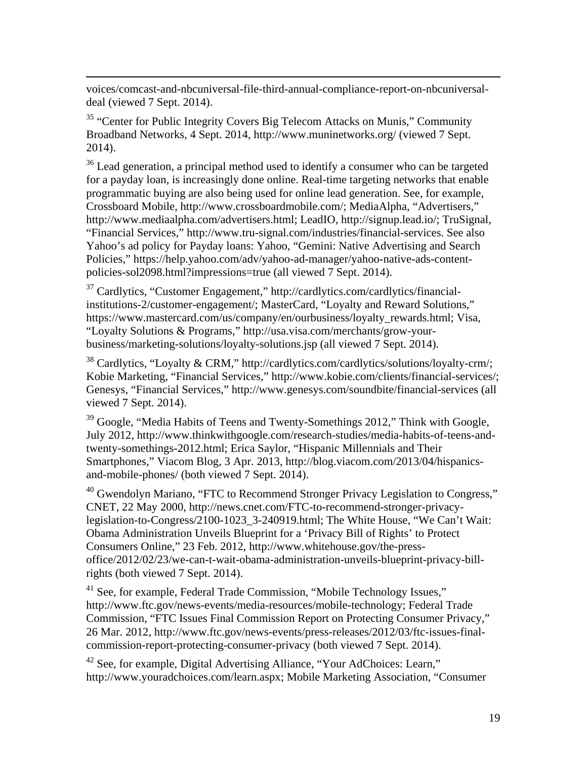voices/comcast-and-nbcuniversal-file-third-annual-compliance-report-on-nbcuniversal-deal (viewed 7 Sept. 2014).

[35] "Center for Public Integrity Covers Big Telecom Attacks on Munis," Community Broadband Networks, 4 Sept. 2014, http://www.muninetworks.org/ (viewed 7 Sept. 2014).

[36] Lead generation, a principal method used to identify a consumer who can be targeted for a payday loan, is increasingly done online. Real-time targeting networks that enable programmatic buying are also being used for online lead generation. See, for example, Crossboard Mobile, http://www.crossboardmobile.com/; MediaAlpha, "Advertisers," http://www.mediaalpha.com/advertisers.html; LeadIO, http://signup.lead.io/; TruSignal, "Financial Services," http://www.tru-signal.com/industries/financial-services. See also Yahoo's ad policy for Payday loans: Yahoo, "Gemini: Native Advertising and Search Policies," https://help.yahoo.com/adv/yahoo-ad-manager/yahoo-native-ads-content-policies-sol2098.html?impressions=true (all viewed 7 Sept. 2014).

[37] Cardlytics, "Customer Engagement," http://cardlytics.com/cardlytics/financial-institutions-2/customer-engagement/; MasterCard, "Loyalty and Reward Solutions," https://www.mastercard.com/us/company/en/ourbusiness/loyalty_rewards.html; Visa, "Loyalty Solutions & Programs," http://usa.visa.com/merchants/grow-your-business/marketing-solutions/loyalty-solutions.jsp (all viewed 7 Sept. 2014).

[38] Cardlytics, "Loyalty & CRM," http://cardlytics.com/cardlytics/solutions/loyalty-crm/; Kobie Marketing, "Financial Services," http://www.kobie.com/clients/financial-services/; Genesys, "Financial Services," http://www.genesys.com/soundbite/financial-services (all viewed 7 Sept. 2014).

[39] Google, "Media Habits of Teens and Twenty-Somethings 2012," Think with Google, July 2012, http://www.thinkwithgoogle.com/research-studies/media-habits-of-teens-and-twenty-somethings-2012.html; Erica Saylor, "Hispanic Millennials and Their Smartphones," Viacom Blog, 3 Apr. 2013, http://blog.viacom.com/2013/04/hispanics-and-mobile-phones/ (both viewed 7 Sept. 2014).

[40] Gwendolyn Mariano, "FTC to Recommend Stronger Privacy Legislation to Congress," CNET, 22 May 2000, http://news.cnet.com/FTC-to-recommend-stronger-privacy-legislation-to-Congress/2100-1023_3-240919.html; The White House, "We Can't Wait: Obama Administration Unveils Blueprint for a 'Privacy Bill of Rights' to Protect Consumers Online," 23 Feb. 2012, http://www.whitehouse.gov/the-press-office/2012/02/23/we-can-t-wait-obama-administration-unveils-blueprint-privacy-bill-rights (both viewed 7 Sept. 2014).

[41] See, for example, Federal Trade Commission, "Mobile Technology Issues," http://www.ftc.gov/news-events/media-resources/mobile-technology; Federal Trade Commission, "FTC Issues Final Commission Report on Protecting Consumer Privacy," 26 Mar. 2012, http://www.ftc.gov/news-events/press-releases/2012/03/ftc-issues-final-commission-report-protecting-consumer-privacy (both viewed 7 Sept. 2014).

[42] See, for example, Digital Advertising Alliance, "Your AdChoices: Learn," http://www.youradchoices.com/learn.aspx; Mobile Marketing Association, "Consumer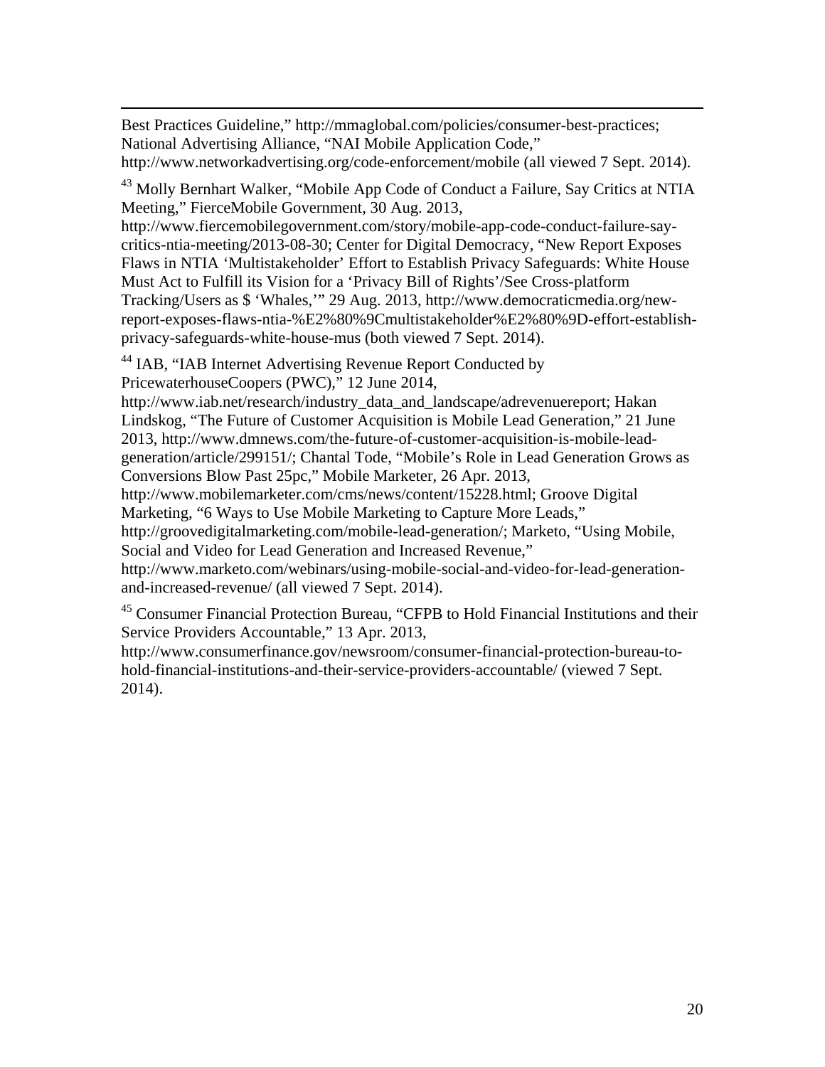Best Practices Guideline," http://mmaglobal.com/policies/consumer-best-practices; National Advertising Alliance, "NAI Mobile Application Code," http://www.networkadvertising.org/code-enforcement/mobile (all viewed 7 Sept. 2014).

[43] Molly Bernhart Walker, "Mobile App Code of Conduct a Failure, Say Critics at NTIA Meeting," FierceMobile Government, 30 Aug. 2013, http://www.fiercemobilegovernment.com/story/mobile-app-code-conduct-failure-say-critics-ntia-meeting/2013-08-30; Center for Digital Democracy, "New Report Exposes Flaws in NTIA 'Multistakeholder' Effort to Establish Privacy Safeguards: White House Must Act to Fulfill its Vision for a 'Privacy Bill of Rights'/See Cross-platform Tracking/Users as $ 'Whales,'" 29 Aug. 2013, http://www.democraticmedia.org/new-report-exposes-flaws-ntia-%E2%80%9Cmultistakeholder%E2%80%9D-effort-establish-privacy-safeguards-white-house-mus (both viewed 7 Sept. 2014).

[44] IAB, "IAB Internet Advertising Revenue Report Conducted by PricewaterhouseCoopers (PWC)," 12 June 2014, http://www.iab.net/research/industry_data_and_landscape/adrevenuereport; Hakan Lindskog, "The Future of Customer Acquisition is Mobile Lead Generation," 21 June 2013, http://www.dmnews.com/the-future-of-customer-acquisition-is-mobile-lead-generation/article/299151/; Chantal Tode, "Mobile's Role in Lead Generation Grows as Conversions Blow Past 25pc," Mobile Marketer, 26 Apr. 2013, http://www.mobilemarketer.com/cms/news/content/15228.html; Groove Digital Marketing, "6 Ways to Use Mobile Marketing to Capture More Leads," http://groovedigitalmarketing.com/mobile-lead-generation/; Marketo, "Using Mobile, Social and Video for Lead Generation and Increased Revenue," http://www.marketo.com/webinars/using-mobile-social-and-video-for-lead-generation-and-increased-revenue/ (all viewed 7 Sept. 2014).

[45] Consumer Financial Protection Bureau, "CFPB to Hold Financial Institutions and their Service Providers Accountable," 13 Apr. 2013, http://www.consumerfinance.gov/newsroom/consumer-financial-protection-bureau-to-hold-financial-institutions-and-their-service-providers-accountable/ (viewed 7 Sept. 2014).